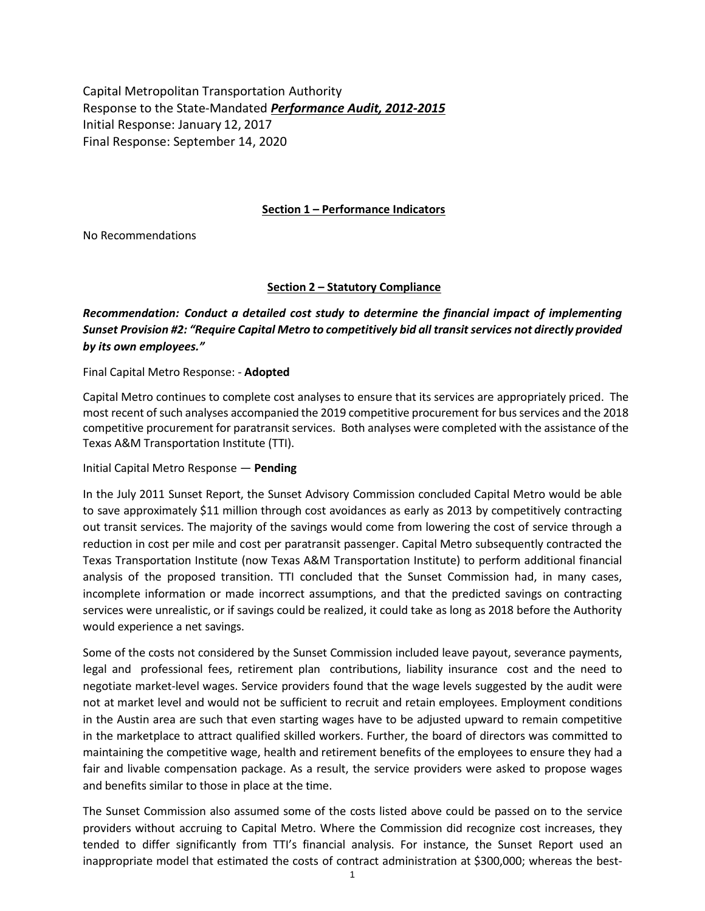Capital Metropolitan Transportation Authority
Response to the State-Mandated ***Performance Audit, 2012-2015***
Initial Response: January 12, 2017
Final Response: September 14, 2020

## Section 1 – Performance Indicators

No Recommendations

## Section 2 – Statutory Compliance

***Recommendation: Conduct a detailed cost study to determine the financial impact of implementing Sunset Provision #2: "Require Capital Metro to competitively bid all transit services not directly provided by its own employees."***

Final Capital Metro Response: - **Adopted**

Capital Metro continues to complete cost analyses to ensure that its services are appropriately priced. The most recent of such analyses accompanied the 2019 competitive procurement for bus services and the 2018 competitive procurement for paratransit services. Both analyses were completed with the assistance of the Texas A&M Transportation Institute (TTI).

Initial Capital Metro Response — **Pending**

In the July 2011 Sunset Report, the Sunset Advisory Commission concluded Capital Metro would be able to save approximately $11 million through cost avoidances as early as 2013 by competitively contracting out transit services. The majority of the savings would come from lowering the cost of service through a reduction in cost per mile and cost per paratransit passenger. Capital Metro subsequently contracted the Texas Transportation Institute (now Texas A&M Transportation Institute) to perform additional financial analysis of the proposed transition. TTI concluded that the Sunset Commission had, in many cases, incomplete information or made incorrect assumptions, and that the predicted savings on contracting services were unrealistic, or if savings could be realized, it could take as long as 2018 before the Authority would experience a net savings.

Some of the costs not considered by the Sunset Commission included leave payout, severance payments, legal and professional fees, retirement plan contributions, liability insurance cost and the need to negotiate market-level wages. Service providers found that the wage levels suggested by the audit were not at market level and would not be sufficient to recruit and retain employees. Employment conditions in the Austin area are such that even starting wages have to be adjusted upward to remain competitive in the marketplace to attract qualified skilled workers. Further, the board of directors was committed to maintaining the competitive wage, health and retirement benefits of the employees to ensure they had a fair and livable compensation package. As a result, the service providers were asked to propose wages and benefits similar to those in place at the time.

The Sunset Commission also assumed some of the costs listed above could be passed on to the service providers without accruing to Capital Metro. Where the Commission did recognize cost increases, they tended to differ significantly from TTI's financial analysis. For instance, the Sunset Report used an inappropriate model that estimated the costs of contract administration at $300,000; whereas the best-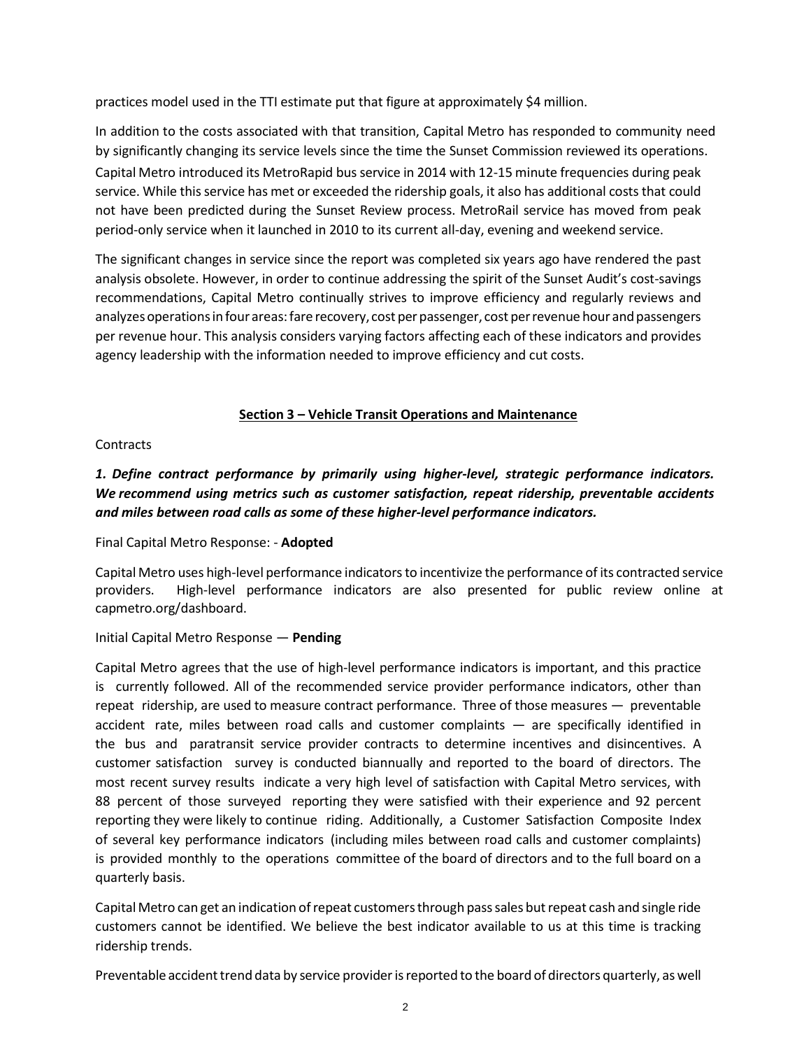practices model used in the TTI estimate put that figure at approximately $4 million.

In addition to the costs associated with that transition, Capital Metro has responded to community need by significantly changing its service levels since the time the Sunset Commission reviewed its operations. Capital Metro introduced its MetroRapid bus service in 2014 with 12-15 minute frequencies during peak service. While this service has met or exceeded the ridership goals, it also has additional costs that could not have been predicted during the Sunset Review process. MetroRail service has moved from peak period-only service when it launched in 2010 to its current all-day, evening and weekend service.

The significant changes in service since the report was completed six years ago have rendered the past analysis obsolete. However, in order to continue addressing the spirit of the Sunset Audit's cost-savings recommendations, Capital Metro continually strives to improve efficiency and regularly reviews and analyzes operations in four areas: fare recovery, cost per passenger, cost per revenue hour and passengers per revenue hour. This analysis considers varying factors affecting each of these indicators and provides agency leadership with the information needed to improve efficiency and cut costs.

## Section 3 – Vehicle Transit Operations and Maintenance

Contracts

***1. Define contract performance by primarily using higher-level, strategic performance indicators. We recommend using metrics such as customer satisfaction, repeat ridership, preventable accidents and miles between road calls as some of these higher-level performance indicators.***

Final Capital Metro Response: - **Adopted**

Capital Metro uses high-level performance indicators to incentivize the performance of its contracted service providers. High-level performance indicators are also presented for public review online at capmetro.org/dashboard.

Initial Capital Metro Response — **Pending**

Capital Metro agrees that the use of high-level performance indicators is important, and this practice is currently followed. All of the recommended service provider performance indicators, other than repeat ridership, are used to measure contract performance. Three of those measures — preventable accident rate, miles between road calls and customer complaints — are specifically identified in the bus and paratransit service provider contracts to determine incentives and disincentives. A customer satisfaction survey is conducted biannually and reported to the board of directors. The most recent survey results indicate a very high level of satisfaction with Capital Metro services, with 88 percent of those surveyed reporting they were satisfied with their experience and 92 percent reporting they were likely to continue riding. Additionally, a Customer Satisfaction Composite Index of several key performance indicators (including miles between road calls and customer complaints) is provided monthly to the operations committee of the board of directors and to the full board on a quarterly basis.

Capital Metro can get an indication of repeat customers through pass sales but repeat cash and single ride customers cannot be identified. We believe the best indicator available to us at this time is tracking ridership trends.

Preventable accident trend data by service provider is reported to the board of directors quarterly, as well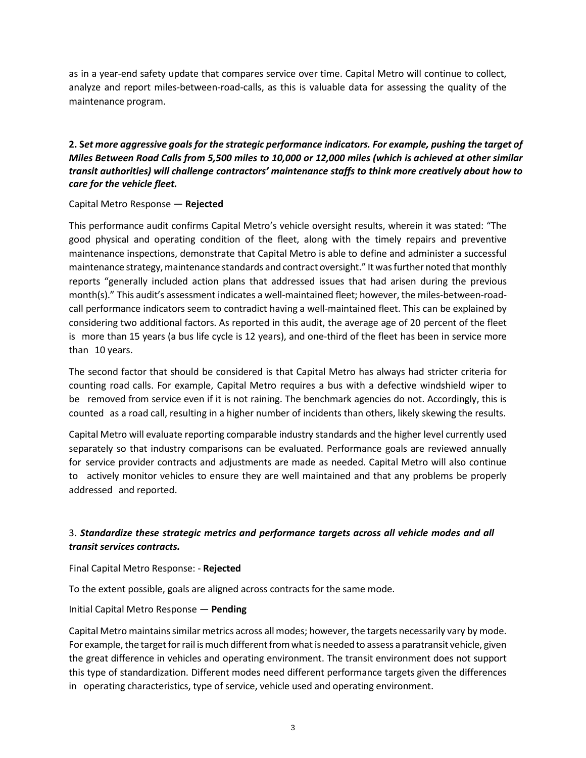as in a year-end safety update that compares service over time. Capital Metro will continue to collect, analyze and report miles-between-road-calls, as this is valuable data for assessing the quality of the maintenance program.

**2. S*et more aggressive goals for the strategic performance indicators. For example, pushing the target of Miles Between Road Calls from 5,500 miles to 10,000 or 12,000 miles (which is achieved at other similar transit authorities) will challenge contractors' maintenance staffs to think more creatively about how to care for the vehicle fleet.***

Capital Metro Response — **Rejected**

This performance audit confirms Capital Metro's vehicle oversight results, wherein it was stated: "The good physical and operating condition of the fleet, along with the timely repairs and preventive maintenance inspections, demonstrate that Capital Metro is able to define and administer a successful maintenance strategy, maintenance standards and contract oversight." It was further noted that monthly reports "generally included action plans that addressed issues that had arisen during the previous month(s)." This audit's assessment indicates a well-maintained fleet; however, the miles-between-road-call performance indicators seem to contradict having a well-maintained fleet. This can be explained by considering two additional factors. As reported in this audit, the average age of 20 percent of the fleet is more than 15 years (a bus life cycle is 12 years), and one-third of the fleet has been in service more than 10 years.

The second factor that should be considered is that Capital Metro has always had stricter criteria for counting road calls. For example, Capital Metro requires a bus with a defective windshield wiper to be removed from service even if it is not raining. The benchmark agencies do not. Accordingly, this is counted as a road call, resulting in a higher number of incidents than others, likely skewing the results.

Capital Metro will evaluate reporting comparable industry standards and the higher level currently used separately so that industry comparisons can be evaluated. Performance goals are reviewed annually for service provider contracts and adjustments are made as needed. Capital Metro will also continue to actively monitor vehicles to ensure they are well maintained and that any problems be properly addressed and reported.

3. ***Standardize these strategic metrics and performance targets across all vehicle modes and all transit services contracts.***

Final Capital Metro Response: - **Rejected**

To the extent possible, goals are aligned across contracts for the same mode.

Initial Capital Metro Response — **Pending**

Capital Metro maintains similar metrics across all modes; however, the targets necessarily vary by mode. For example, the target for rail is much different from what is needed to assess a paratransit vehicle, given the great difference in vehicles and operating environment. The transit environment does not support this type of standardization. Different modes need different performance targets given the differences in operating characteristics, type of service, vehicle used and operating environment.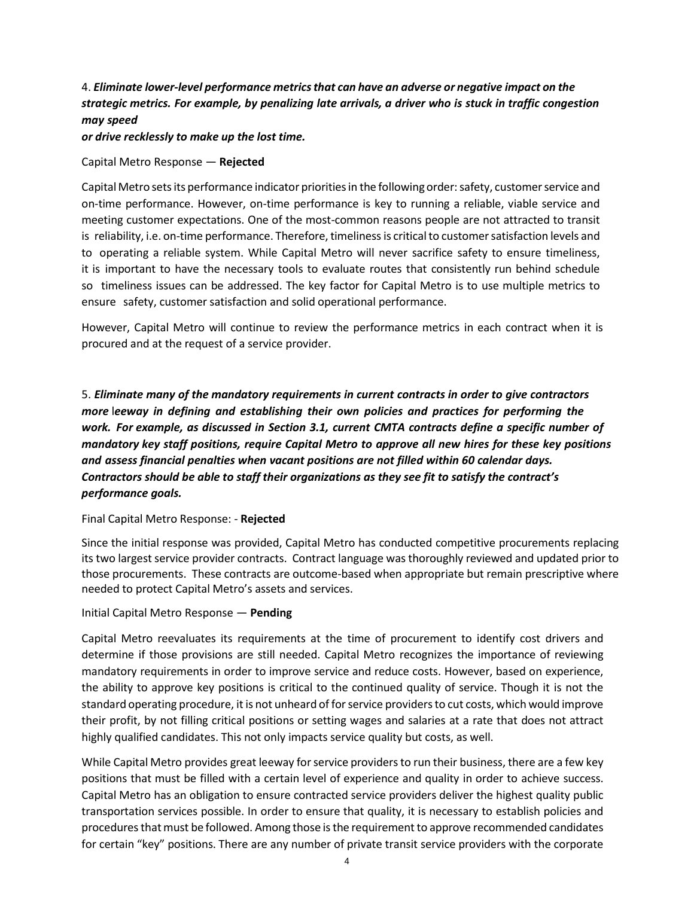4. ***Eliminate lower-level performance metrics that can have an adverse or negative impact on the strategic metrics. For example, by penalizing late arrivals, a driver who is stuck in traffic congestion may speed or drive recklessly to make up the lost time.***

Capital Metro Response — **Rejected**

Capital Metro sets its performance indicator priorities in the following order: safety, customer service and on-time performance. However, on-time performance is key to running a reliable, viable service and meeting customer expectations. One of the most-common reasons people are not attracted to transit is reliability, i.e. on-time performance. Therefore, timeliness is critical to customer satisfaction levels and to operating a reliable system. While Capital Metro will never sacrifice safety to ensure timeliness, it is important to have the necessary tools to evaluate routes that consistently run behind schedule so timeliness issues can be addressed. The key factor for Capital Metro is to use multiple metrics to ensure safety, customer satisfaction and solid operational performance.

However, Capital Metro will continue to review the performance metrics in each contract when it is procured and at the request of a service provider.

5. ***Eliminate many of the mandatory requirements in current contracts in order to give contractors more leeway in defining and establishing their own policies and practices for performing the work. For example, as discussed in Section 3.1, current CMTA contracts define a specific number of mandatory key staff positions, require Capital Metro to approve all new hires for these key positions and assess financial penalties when vacant positions are not filled within 60 calendar days. Contractors should be able to staff their organizations as they see fit to satisfy the contract's performance goals.***

Final Capital Metro Response: - **Rejected**

Since the initial response was provided, Capital Metro has conducted competitive procurements replacing its two largest service provider contracts. Contract language was thoroughly reviewed and updated prior to those procurements. These contracts are outcome-based when appropriate but remain prescriptive where needed to protect Capital Metro's assets and services.

Initial Capital Metro Response — **Pending**

Capital Metro reevaluates its requirements at the time of procurement to identify cost drivers and determine if those provisions are still needed. Capital Metro recognizes the importance of reviewing mandatory requirements in order to improve service and reduce costs. However, based on experience, the ability to approve key positions is critical to the continued quality of service. Though it is not the standard operating procedure, it is not unheard of for service providers to cut costs, which would improve their profit, by not filling critical positions or setting wages and salaries at a rate that does not attract highly qualified candidates. This not only impacts service quality but costs, as well.

While Capital Metro provides great leeway for service providers to run their business, there are a few key positions that must be filled with a certain level of experience and quality in order to achieve success. Capital Metro has an obligation to ensure contracted service providers deliver the highest quality public transportation services possible. In order to ensure that quality, it is necessary to establish policies and procedures that must be followed. Among those is the requirement to approve recommended candidates for certain "key" positions. There are any number of private transit service providers with the corporate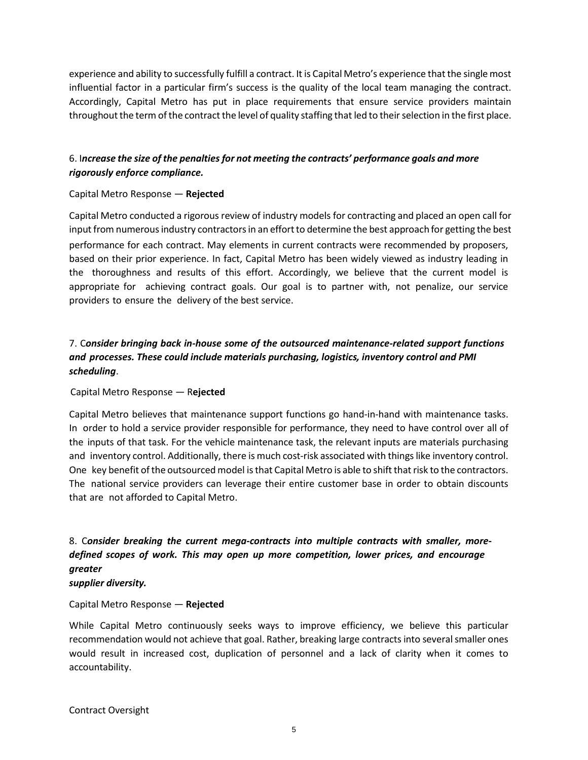experience and ability to successfully fulfill a contract. It is Capital Metro's experience that the single most influential factor in a particular firm's success is the quality of the local team managing the contract. Accordingly, Capital Metro has put in place requirements that ensure service providers maintain throughout the term of the contract the level of quality staffing that led to their selection in the first place.

6. I*ncrease the size of the penalties for not meeting the contracts' performance goals and more rigorously enforce compliance.*

Capital Metro Response — **Rejected**

Capital Metro conducted a rigorous review of industry models for contracting and placed an open call for input from numerous industry contractors in an effort to determine the best approach for getting the best performance for each contract. May elements in current contracts were recommended by proposers, based on their prior experience. In fact, Capital Metro has been widely viewed as industry leading in the thoroughness and results of this effort. Accordingly, we believe that the current model is appropriate for achieving contract goals. Our goal is to partner with, not penalize, our service providers to ensure the delivery of the best service.

7. C*onsider bringing back in-house some of the outsourced maintenance-related support functions and processes. These could include materials purchasing, logistics, inventory control and PMI scheduling*.

Capital Metro Response — R**ejected**

Capital Metro believes that maintenance support functions go hand-in-hand with maintenance tasks. In order to hold a service provider responsible for performance, they need to have control over all of the inputs of that task. For the vehicle maintenance task, the relevant inputs are materials purchasing and inventory control. Additionally, there is much cost-risk associated with things like inventory control. One key benefit of the outsourced model is that Capital Metro is able to shift that risk to the contractors. The national service providers can leverage their entire customer base in order to obtain discounts that are not afforded to Capital Metro.

8. C*onsider breaking the current mega-contracts into multiple contracts with smaller, more-defined scopes of work. This may open up more competition, lower prices, and encourage greater supplier diversity.*

Capital Metro Response — **Rejected**

While Capital Metro continuously seeks ways to improve efficiency, we believe this particular recommendation would not achieve that goal. Rather, breaking large contracts into several smaller ones would result in increased cost, duplication of personnel and a lack of clarity when it comes to accountability.

Contract Oversight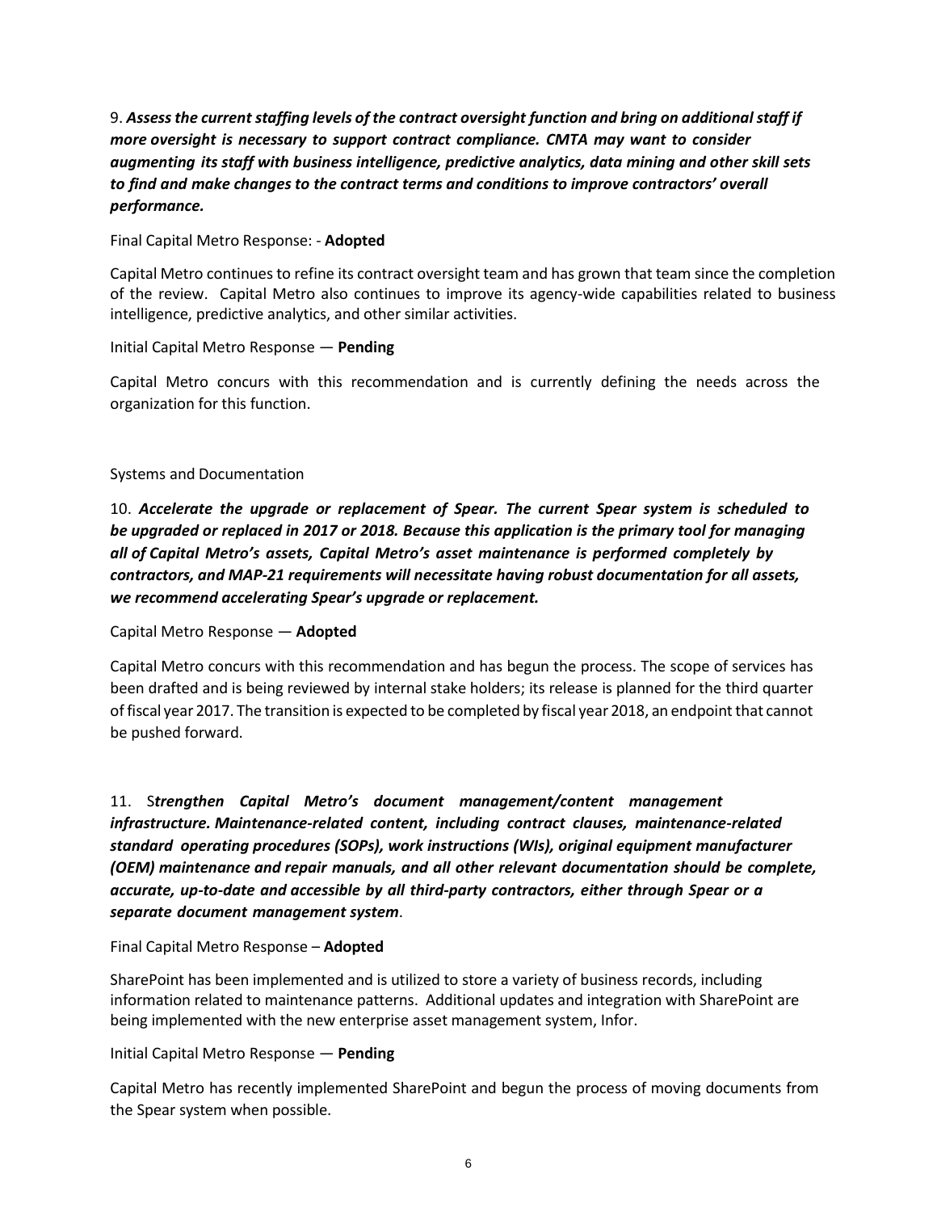9. ***Assess the current staffing levels of the contract oversight function and bring on additional staff if more oversight is necessary to support contract compliance. CMTA may want to consider augmenting its staff with business intelligence, predictive analytics, data mining and other skill sets to find and make changes to the contract terms and conditions to improve contractors' overall performance.***

Final Capital Metro Response: - **Adopted**

Capital Metro continues to refine its contract oversight team and has grown that team since the completion of the review. Capital Metro also continues to improve its agency-wide capabilities related to business intelligence, predictive analytics, and other similar activities.

Initial Capital Metro Response — **Pending**

Capital Metro concurs with this recommendation and is currently defining the needs across the organization for this function.

Systems and Documentation

10. ***Accelerate the upgrade or replacement of Spear. The current Spear system is scheduled to be upgraded or replaced in 2017 or 2018. Because this application is the primary tool for managing all of Capital Metro's assets, Capital Metro's asset maintenance is performed completely by contractors, and MAP-21 requirements will necessitate having robust documentation for all assets, we recommend accelerating Spear's upgrade or replacement.***

Capital Metro Response — **Adopted**

Capital Metro concurs with this recommendation and has begun the process. The scope of services has been drafted and is being reviewed by internal stake holders; its release is planned for the third quarter of fiscal year 2017. The transition is expected to be completed by fiscal year 2018, an endpoint that cannot be pushed forward.

11. S***trengthen Capital Metro's document management/content management infrastructure. Maintenance-related content, including contract clauses, maintenance-related standard operating procedures (SOPs), work instructions (WIs), original equipment manufacturer (OEM) maintenance and repair manuals, and all other relevant documentation should be complete, accurate, up-to-date and accessible by all third-party contractors, either through Spear or a separate document management system***.

Final Capital Metro Response – **Adopted**

SharePoint has been implemented and is utilized to store a variety of business records, including information related to maintenance patterns. Additional updates and integration with SharePoint are being implemented with the new enterprise asset management system, Infor.

Initial Capital Metro Response — **Pending**

Capital Metro has recently implemented SharePoint and begun the process of moving documents from the Spear system when possible.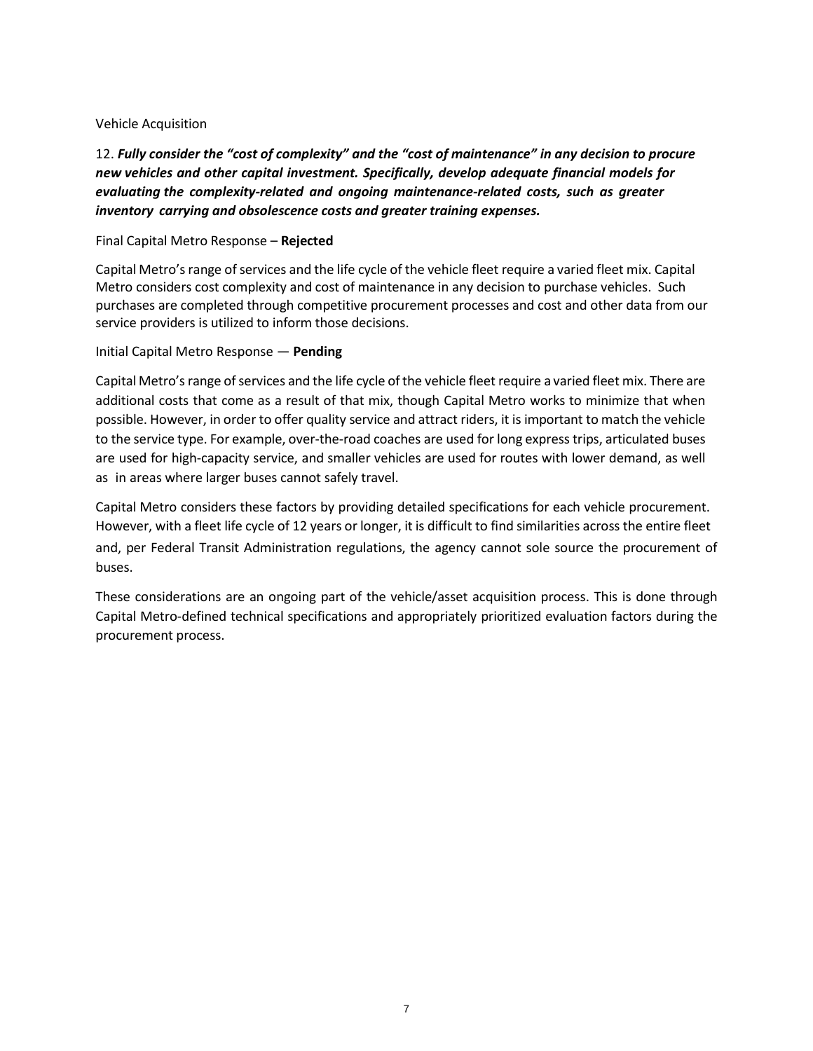Vehicle Acquisition

12. ***Fully consider the "cost of complexity" and the "cost of maintenance" in any decision to procure new vehicles and other capital investment. Specifically, develop adequate financial models for evaluating the complexity-related and ongoing maintenance-related costs, such as greater inventory carrying and obsolescence costs and greater training expenses.***

Final Capital Metro Response – **Rejected**

Capital Metro's range of services and the life cycle of the vehicle fleet require a varied fleet mix. Capital Metro considers cost complexity and cost of maintenance in any decision to purchase vehicles. Such purchases are completed through competitive procurement processes and cost and other data from our service providers is utilized to inform those decisions.

Initial Capital Metro Response — **Pending**

Capital Metro's range of services and the life cycle of the vehicle fleet require a varied fleet mix. There are additional costs that come as a result of that mix, though Capital Metro works to minimize that when possible. However, in order to offer quality service and attract riders, it is important to match the vehicle to the service type. For example, over-the-road coaches are used for long express trips, articulated buses are used for high-capacity service, and smaller vehicles are used for routes with lower demand, as well as in areas where larger buses cannot safely travel.

Capital Metro considers these factors by providing detailed specifications for each vehicle procurement. However, with a fleet life cycle of 12 years or longer, it is difficult to find similarities across the entire fleet and, per Federal Transit Administration regulations, the agency cannot sole source the procurement of buses.

These considerations are an ongoing part of the vehicle/asset acquisition process. This is done through Capital Metro-defined technical specifications and appropriately prioritized evaluation factors during the procurement process.